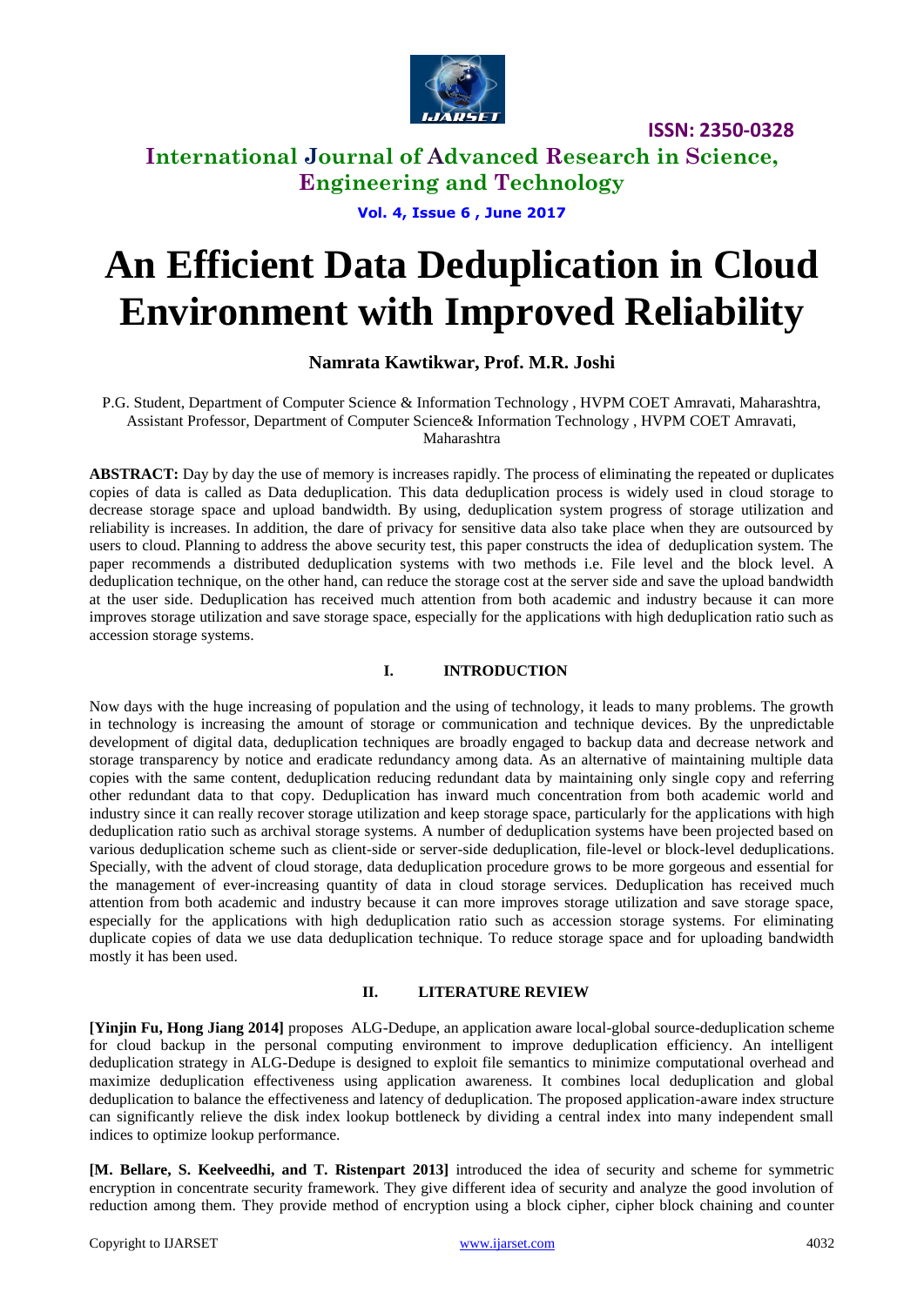# An Efficient Data Deduplication in Cloud Environment with Improved Reliability

**Namrata Kawtikwar, Prof. M.R. Joshi**

P.G. Student, Department of Computer Science & Information Technology , HVPM COET Amravati, Maharashtra,
Assistant Professor, Department of Computer Science& Information Technology , HVPM COET Amravati, Maharashtra

**ABSTRACT:** Day by day the use of memory is increases rapidly. The process of eliminating the repeated or duplicates copies of data is called as Data deduplication. This data deduplication process is widely used in cloud storage to decrease storage space and upload bandwidth. By using, deduplication system progress of storage utilization and reliability is increases. In addition, the dare of privacy for sensitive data also take place when they are outsourced by users to cloud. Planning to address the above security test, this paper constructs the idea of deduplication system. The paper recommends a distributed deduplication systems with two methods i.e. File level and the block level. A deduplication technique, on the other hand, can reduce the storage cost at the server side and save the upload bandwidth at the user side. Deduplication has received much attention from both academic and industry because it can more improves storage utilization and save storage space, especially for the applications with high deduplication ratio such as accession storage systems.

## I. INTRODUCTION

Now days with the huge increasing of population and the using of technology, it leads to many problems. The growth in technology is increasing the amount of storage or communication and technique devices. By the unpredictable development of digital data, deduplication techniques are broadly engaged to backup data and decrease network and storage transparency by notice and eradicate redundancy among data. As an alternative of maintaining multiple data copies with the same content, deduplication reducing redundant data by maintaining only single copy and referring other redundant data to that copy. Deduplication has inward much concentration from both academic world and industry since it can really recover storage utilization and keep storage space, particularly for the applications with high deduplication ratio such as archival storage systems. A number of deduplication systems have been projected based on various deduplication scheme such as client-side or server-side deduplication, file-level or block-level deduplications. Specially, with the advent of cloud storage, data deduplication procedure grows to be more gorgeous and essential for the management of ever-increasing quantity of data in cloud storage services. Deduplication has received much attention from both academic and industry because it can more improves storage utilization and save storage space, especially for the applications with high deduplication ratio such as accession storage systems. For eliminating duplicate copies of data we use data deduplication technique. To reduce storage space and for uploading bandwidth mostly it has been used.

## II. LITERATURE REVIEW

**[Yinjin Fu, Hong Jiang 2014]** proposes ALG-Dedupe, an application aware local-global source-deduplication scheme for cloud backup in the personal computing environment to improve deduplication efficiency. An intelligent deduplication strategy in ALG-Dedupe is designed to exploit file semantics to minimize computational overhead and maximize deduplication effectiveness using application awareness. It combines local deduplication and global deduplication to balance the effectiveness and latency of deduplication. The proposed application-aware index structure can significantly relieve the disk index lookup bottleneck by dividing a central index into many independent small indices to optimize lookup performance.

**[M. Bellare, S. Keelveedhi, and T. Ristenpart 2013]** introduced the idea of security and scheme for symmetric encryption in concentrate security framework. They give different idea of security and analyze the good involution of reduction among them. They provide method of encryption using a block cipher, cipher block chaining and counter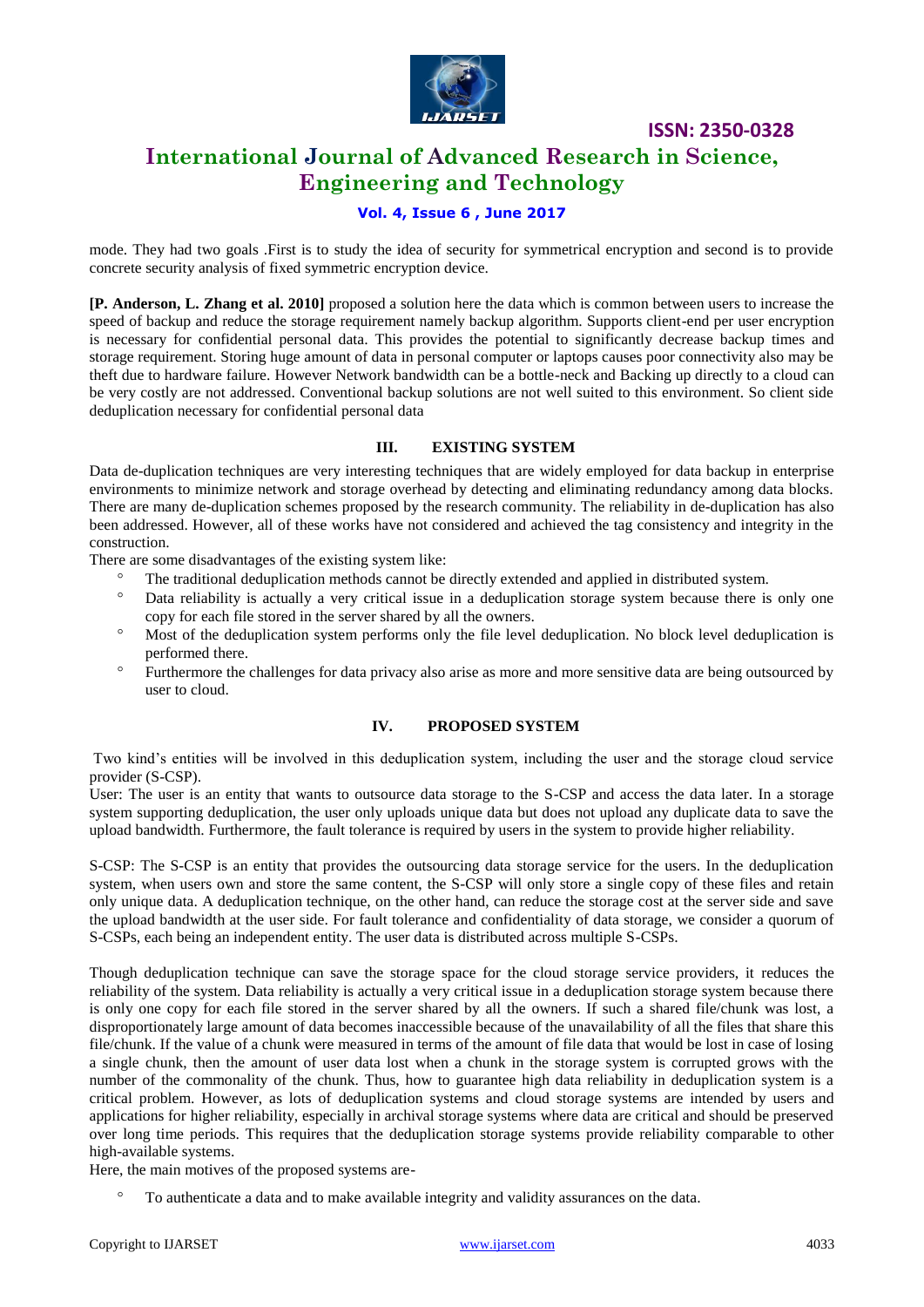mode. They had two goals .First is to study the idea of security for symmetrical encryption and second is to provide concrete security analysis of fixed symmetric encryption device.

**[P. Anderson, L. Zhang et al. 2010]** proposed a solution here the data which is common between users to increase the speed of backup and reduce the storage requirement namely backup algorithm. Supports client-end per user encryption is necessary for confidential personal data. This provides the potential to significantly decrease backup times and storage requirement. Storing huge amount of data in personal computer or laptops causes poor connectivity also may be theft due to hardware failure. However Network bandwidth can be a bottle-neck and Backing up directly to a cloud can be very costly are not addressed. Conventional backup solutions are not well suited to this environment. So client side deduplication necessary for confidential personal data

## III. EXISTING SYSTEM

Data de-duplication techniques are very interesting techniques that are widely employed for data backup in enterprise environments to minimize network and storage overhead by detecting and eliminating redundancy among data blocks. There are many de-duplication schemes proposed by the research community. The reliability in de-duplication has also been addressed. However, all of these works have not considered and achieved the tag consistency and integrity in the construction.

There are some disadvantages of the existing system like:

- The traditional deduplication methods cannot be directly extended and applied in distributed system.
- Data reliability is actually a very critical issue in a deduplication storage system because there is only one copy for each file stored in the server shared by all the owners.
- Most of the deduplication system performs only the file level deduplication. No block level deduplication is performed there.
- Furthermore the challenges for data privacy also arise as more and more sensitive data are being outsourced by user to cloud.

## IV. PROPOSED SYSTEM

Two kind's entities will be involved in this deduplication system, including the user and the storage cloud service provider (S-CSP).

User: The user is an entity that wants to outsource data storage to the S-CSP and access the data later. In a storage system supporting deduplication, the user only uploads unique data but does not upload any duplicate data to save the upload bandwidth. Furthermore, the fault tolerance is required by users in the system to provide higher reliability.

S-CSP: The S-CSP is an entity that provides the outsourcing data storage service for the users. In the deduplication system, when users own and store the same content, the S-CSP will only store a single copy of these files and retain only unique data. A deduplication technique, on the other hand, can reduce the storage cost at the server side and save the upload bandwidth at the user side. For fault tolerance and confidentiality of data storage, we consider a quorum of S-CSPs, each being an independent entity. The user data is distributed across multiple S-CSPs.

Though deduplication technique can save the storage space for the cloud storage service providers, it reduces the reliability of the system. Data reliability is actually a very critical issue in a deduplication storage system because there is only one copy for each file stored in the server shared by all the owners. If such a shared file/chunk was lost, a disproportionately large amount of data becomes inaccessible because of the unavailability of all the files that share this file/chunk. If the value of a chunk were measured in terms of the amount of file data that would be lost in case of losing a single chunk, then the amount of user data lost when a chunk in the storage system is corrupted grows with the number of the commonality of the chunk. Thus, how to guarantee high data reliability in deduplication system is a critical problem. However, as lots of deduplication systems and cloud storage systems are intended by users and applications for higher reliability, especially in archival storage systems where data are critical and should be preserved over long time periods. This requires that the deduplication storage systems provide reliability comparable to other high-available systems.

Here, the main motives of the proposed systems are-

- To authenticate a data and to make available integrity and validity assurances on the data.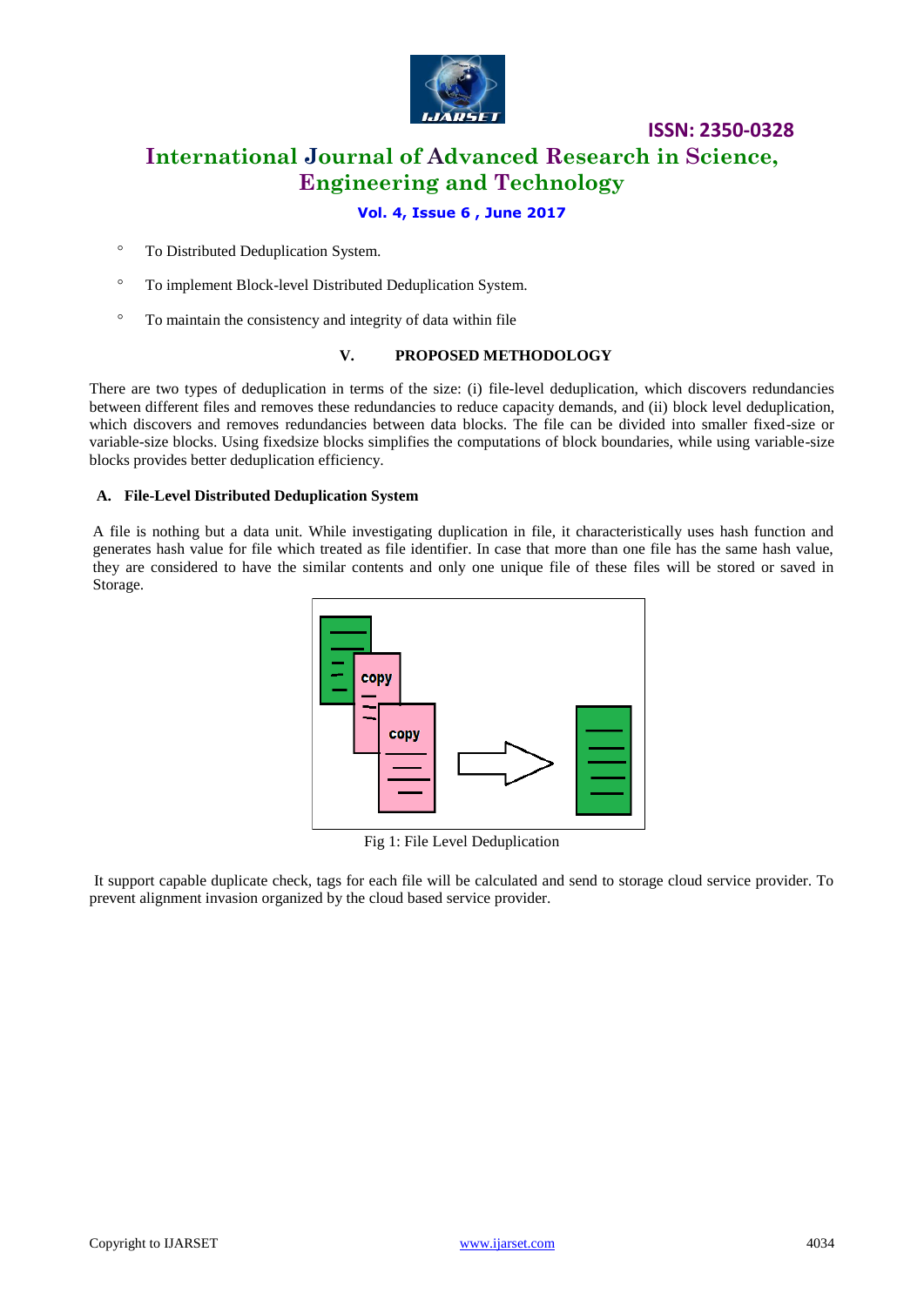- To Distributed Deduplication System.
- To implement Block-level Distributed Deduplication System.
- To maintain the consistency and integrity of data within file

## V. PROPOSED METHODOLOGY

There are two types of deduplication in terms of the size: (i) file-level deduplication, which discovers redundancies between different files and removes these redundancies to reduce capacity demands, and (ii) block level deduplication, which discovers and removes redundancies between data blocks. The file can be divided into smaller fixed-size or variable-size blocks. Using fixedsize blocks simplifies the computations of block boundaries, while using variable-size blocks provides better deduplication efficiency.

### A. File-Level Distributed Deduplication System

A file is nothing but a data unit. While investigating duplication in file, it characteristically uses hash function and generates hash value for file which treated as file identifier. In case that more than one file has the same hash value, they are considered to have the similar contents and only one unique file of these files will be stored or saved in Storage.

Fig 1: File Level Deduplication

It support capable duplicate check, tags for each file will be calculated and send to storage cloud service provider. To prevent alignment invasion organized by the cloud based service provider.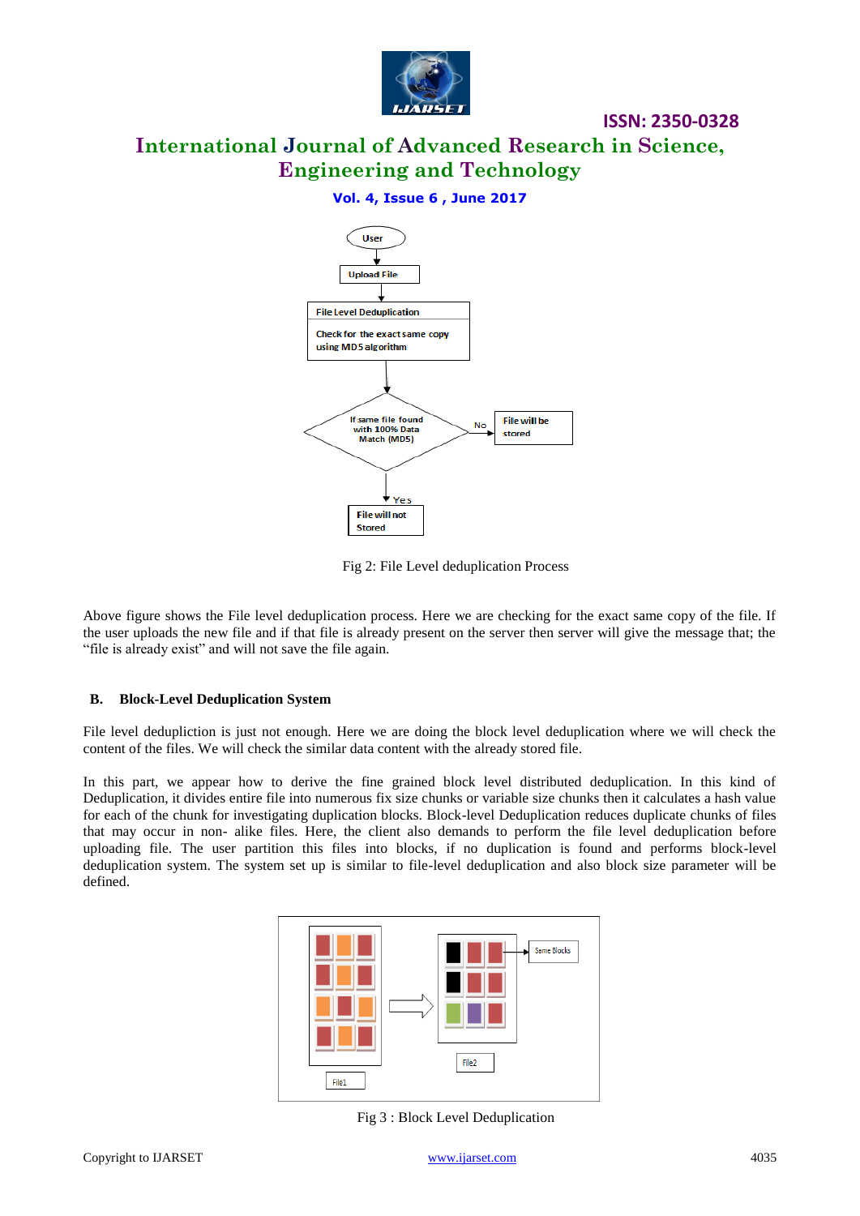Fig 2: File Level deduplication Process

Above figure shows the File level deduplication process. Here we are checking for the exact same copy of the file. If the user uploads the new file and if that file is already present on the server then server will give the message that; the "file is already exist" and will not save the file again.

### B. Block-Level Deduplication System

File level deduplction is just not enough. Here we are doing the block level deduplication where we will check the content of the files. We will check the similar data content with the already stored file.

In this part, we appear how to derive the fine grained block level distributed deduplication. In this kind of Deduplication, it divides entire file into numerous fix size chunks or variable size chunks then it calculates a hash value for each of the chunk for investigating duplication blocks. Block-level Deduplication reduces duplicate chunks of files that may occur in non- alike files. Here, the client also demands to perform the file level deduplication before uploading file. The user partition this files into blocks, if no duplication is found and performs block-level deduplication system. The system set up is similar to file-level deduplication and also block size parameter will be defined.

Fig 3 : Block Level Deduplication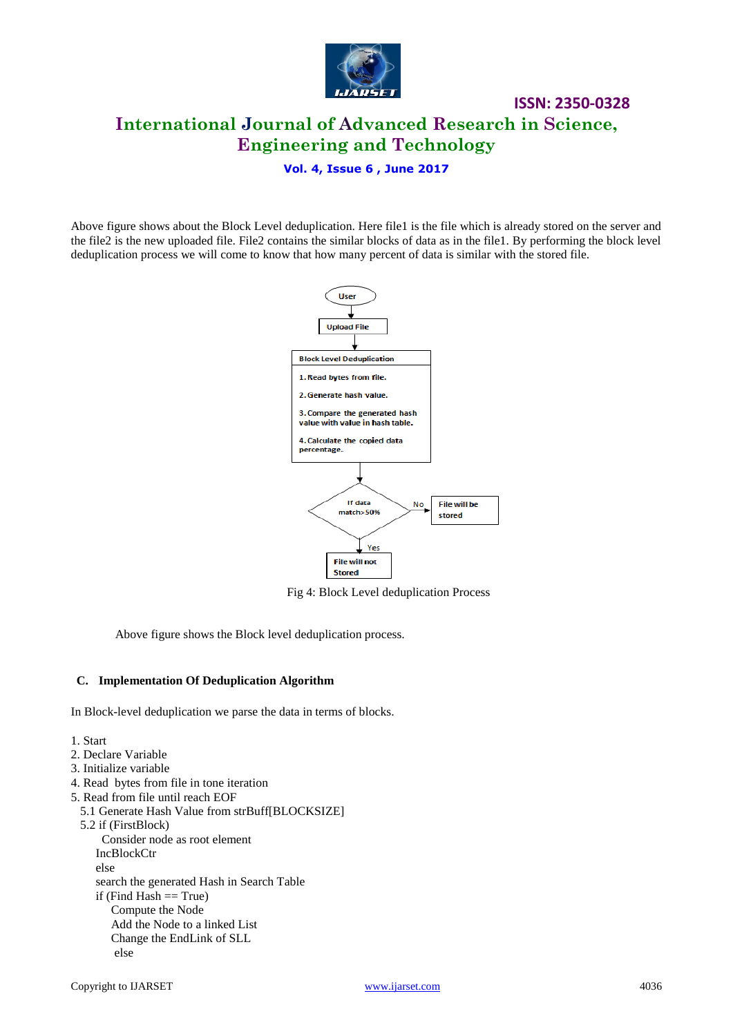Above figure shows about the Block Level deduplication. Here file1 is the file which is already stored on the server and the file2 is the new uploaded file. File2 contains the similar blocks of data as in the file1. By performing the block level deduplication process we will come to know that how many percent of data is similar with the stored file.

Fig 4: Block Level deduplication Process

Above figure shows the Block level deduplication process.

### C. Implementation Of Deduplication Algorithm

In Block-level deduplication we parse the data in terms of blocks.

```
1. Start
2. Declare Variable
3. Initialize variable
4. Read  bytes from file in tone iteration
5. Read from file until reach EOF
  5.1 Generate Hash Value from strBuff[BLOCKSIZE]
  5.2 if (FirstBlock)
        Consider node as root element
      IncBlockCtr
      else
      search the generated Hash in Search Table
      if (Find Hash == True)
          Compute the Node
          Add the Node to a linked List
          Change the EndLink of SLL
          else
```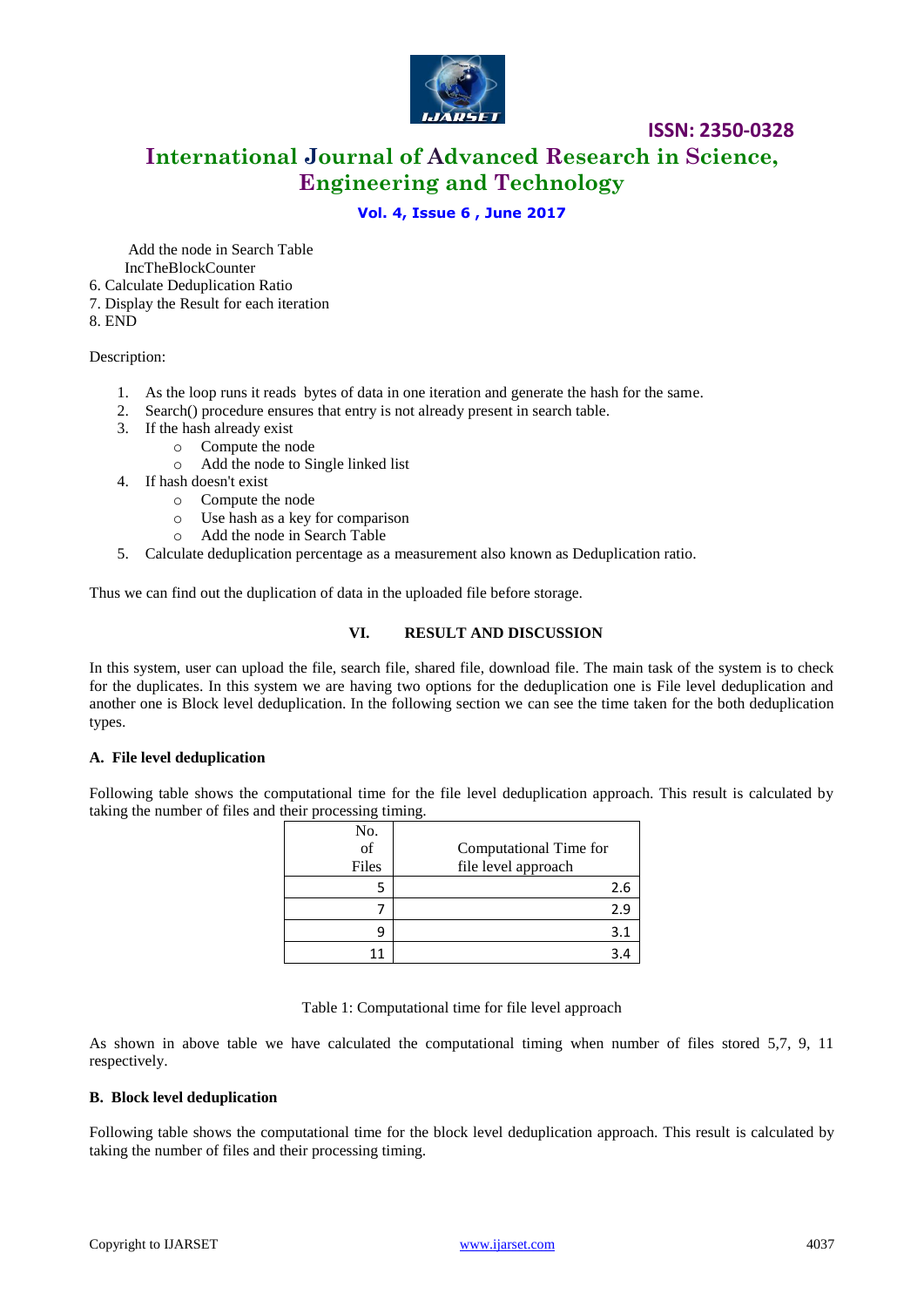Add the node in Search Table
IncTheBlockCounter
6. Calculate Deduplication Ratio
7. Display the Result for each iteration
8. END

Description:

1. As the loop runs it reads bytes of data in one iteration and generate the hash for the same.
2. Search() procedure ensures that entry is not already present in search table.
3. If the hash already exist
   - Compute the node
   - Add the node to Single linked list
4. If hash doesn't exist
   - Compute the node
   - Use hash as a key for comparison
   - Add the node in Search Table
5. Calculate deduplication percentage as a measurement also known as Deduplication ratio.

Thus we can find out the duplication of data in the uploaded file before storage.

## VI. RESULT AND DISCUSSION

In this system, user can upload the file, search file, shared file, download file. The main task of the system is to check for the duplicates. In this system we are having two options for the deduplication one is File level deduplication and another one is Block level deduplication. In the following section we can see the time taken for the both deduplication types.

### A. File level deduplication

Following table shows the computational time for the file level deduplication approach. This result is calculated by taking the number of files and their processing timing.

| No. of Files | Computational Time for file level approach |
|---|---|
| 5 | 2.6 |
| 7 | 2.9 |
| 9 | 3.1 |
| 11 | 3.4 |

Table 1: Computational time for file level approach

As shown in above table we have calculated the computational timing when number of files stored 5,7, 9, 11 respectively.

### B. Block level deduplication

Following table shows the computational time for the block level deduplication approach. This result is calculated by taking the number of files and their processing timing.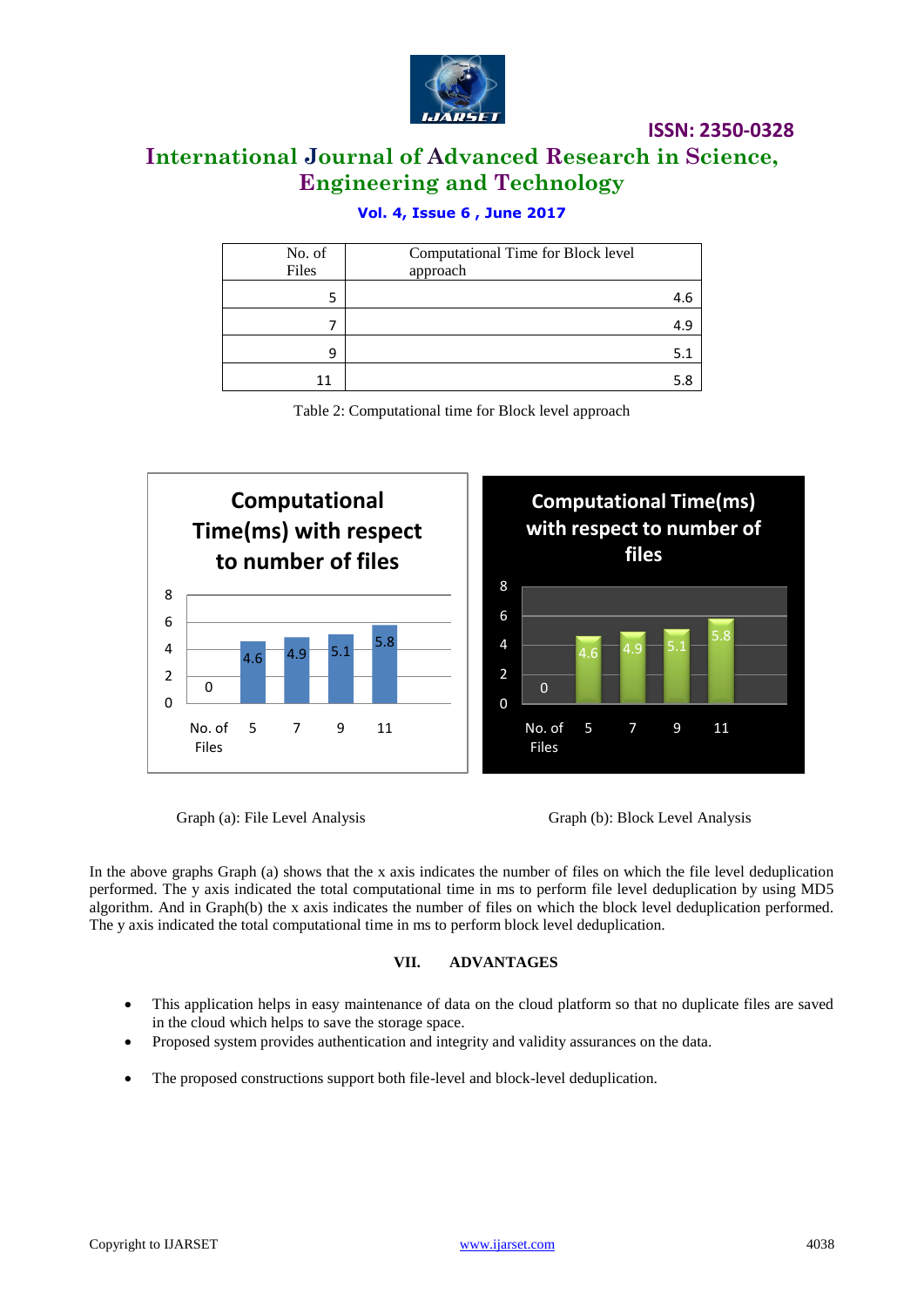| No. of Files | Computational Time for Block level approach |
|---|---|
| 5 | 4.6 |
| 7 | 4.9 |
| 9 | 5.1 |
| 11 | 5.8 |

Table 2: Computational time for Block level approach

Graph (a): File Level Analysis

Graph (b): Block Level Analysis

In the above graphs Graph (a) shows that the x axis indicates the number of files on which the file level deduplication performed. The y axis indicated the total computational time in ms to perform file level deduplication by using MD5 algorithm. And in Graph(b) the x axis indicates the number of files on which the block level deduplication performed. The y axis indicated the total computational time in ms to perform block level deduplication.

## VII. ADVANTAGES

- This application helps in easy maintenance of data on the cloud platform so that no duplicate files are saved in the cloud which helps to save the storage space.
- Proposed system provides authentication and integrity and validity assurances on the data.
- The proposed constructions support both file-level and block-level deduplication.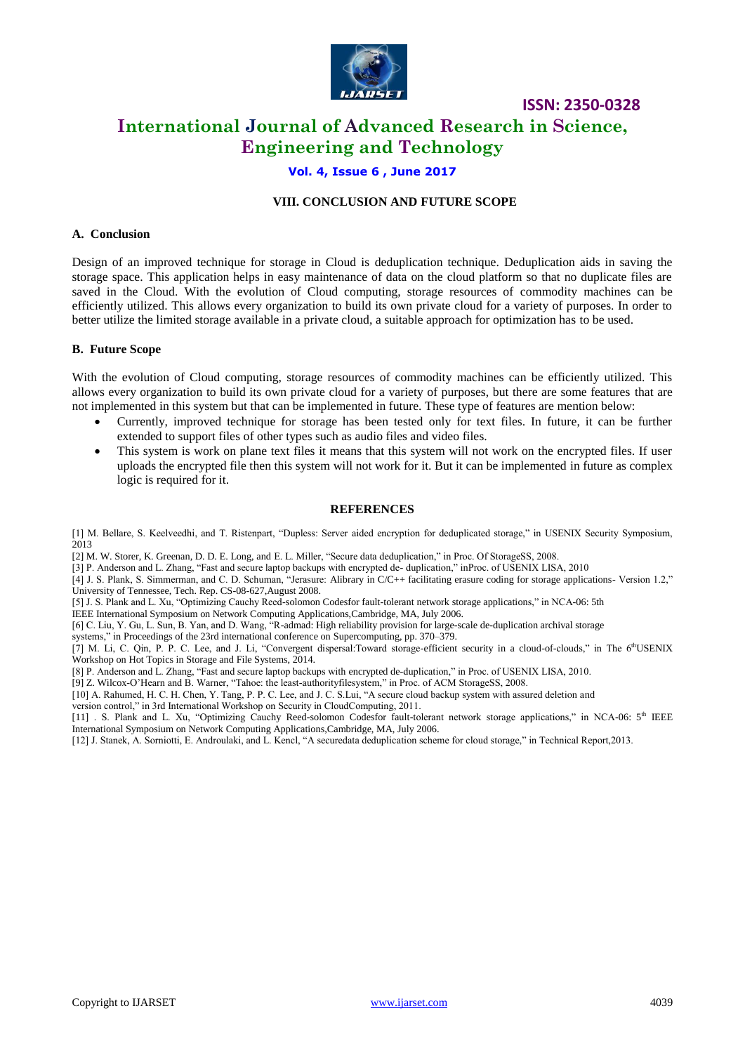## VIII. CONCLUSION AND FUTURE SCOPE

### A. Conclusion

Design of an improved technique for storage in Cloud is deduplication technique. Deduplication aids in saving the storage space. This application helps in easy maintenance of data on the cloud platform so that no duplicate files are saved in the Cloud. With the evolution of Cloud computing, storage resources of commodity machines can be efficiently utilized. This allows every organization to build its own private cloud for a variety of purposes. In order to better utilize the limited storage available in a private cloud, a suitable approach for optimization has to be used.

### B. Future Scope

With the evolution of Cloud computing, storage resources of commodity machines can be efficiently utilized. This allows every organization to build its own private cloud for a variety of purposes, but there are some features that are not implemented in this system but that can be implemented in future. These type of features are mention below:

- Currently, improved technique for storage has been tested only for text files. In future, it can be further extended to support files of other types such as audio files and video files.
- This system is work on plane text files it means that this system will not work on the encrypted files. If user uploads the encrypted file then this system will not work for it. But it can be implemented in future as complex logic is required for it.

## REFERENCES

[1] M. Bellare, S. Keelveedhi, and T. Ristenpart, "Dupless: Server aided encryption for deduplicated storage," in USENIX Security Symposium, 2013

[2] M. W. Storer, K. Greenan, D. D. E. Long, and E. L. Miller, "Secure data deduplication," in Proc. Of StorageSS, 2008.

[3] P. Anderson and L. Zhang, "Fast and secure laptop backups with encrypted de- duplication," inProc. of USENIX LISA, 2010

[4] J. S. Plank, S. Simmerman, and C. D. Schuman, "Jerasure: Alibrary in C/C++ facilitating erasure coding for storage applications- Version 1.2," University of Tennessee, Tech. Rep. CS-08-627,August 2008.

[5] J. S. Plank and L. Xu, "Optimizing Cauchy Reed-solomon Codesfor fault-tolerant network storage applications," in NCA-06: 5th IEEE International Symposium on Network Computing Applications,Cambridge, MA, July 2006.

[6] C. Liu, Y. Gu, L. Sun, B. Yan, and D. Wang, "R-admad: High reliability provision for large-scale de-duplication archival storage systems," in Proceedings of the 23rd international conference on Supercomputing, pp. 370–379.

[7] M. Li, C. Qin, P. P. C. Lee, and J. Li, "Convergent dispersal:Toward storage-efficient security in a cloud-of-clouds," in The 6thUSENIX Workshop on Hot Topics in Storage and File Systems, 2014.

[8] P. Anderson and L. Zhang, "Fast and secure laptop backups with encrypted de-duplication," in Proc. of USENIX LISA, 2010.

[9] Z. Wilcox-O'Hearn and B. Warner, "Tahoe: the least-authorityfilesystem," in Proc. of ACM StorageSS, 2008.

[10] A. Rahumed, H. C. H. Chen, Y. Tang, P. P. C. Lee, and J. C. S.Lui, "A secure cloud backup system with assured deletion and version control," in 3rd International Workshop on Security in CloudComputing, 2011.

[11] . S. Plank and L. Xu, "Optimizing Cauchy Reed-solomon Codesfor fault-tolerant network storage applications," in NCA-06: 5th IEEE International Symposium on Network Computing Applications,Cambridge, MA, July 2006.

[12] J. Stanek, A. Sorniotti, E. Androulaki, and L. Kencl, "A securedata deduplication scheme for cloud storage," in Technical Report,2013.